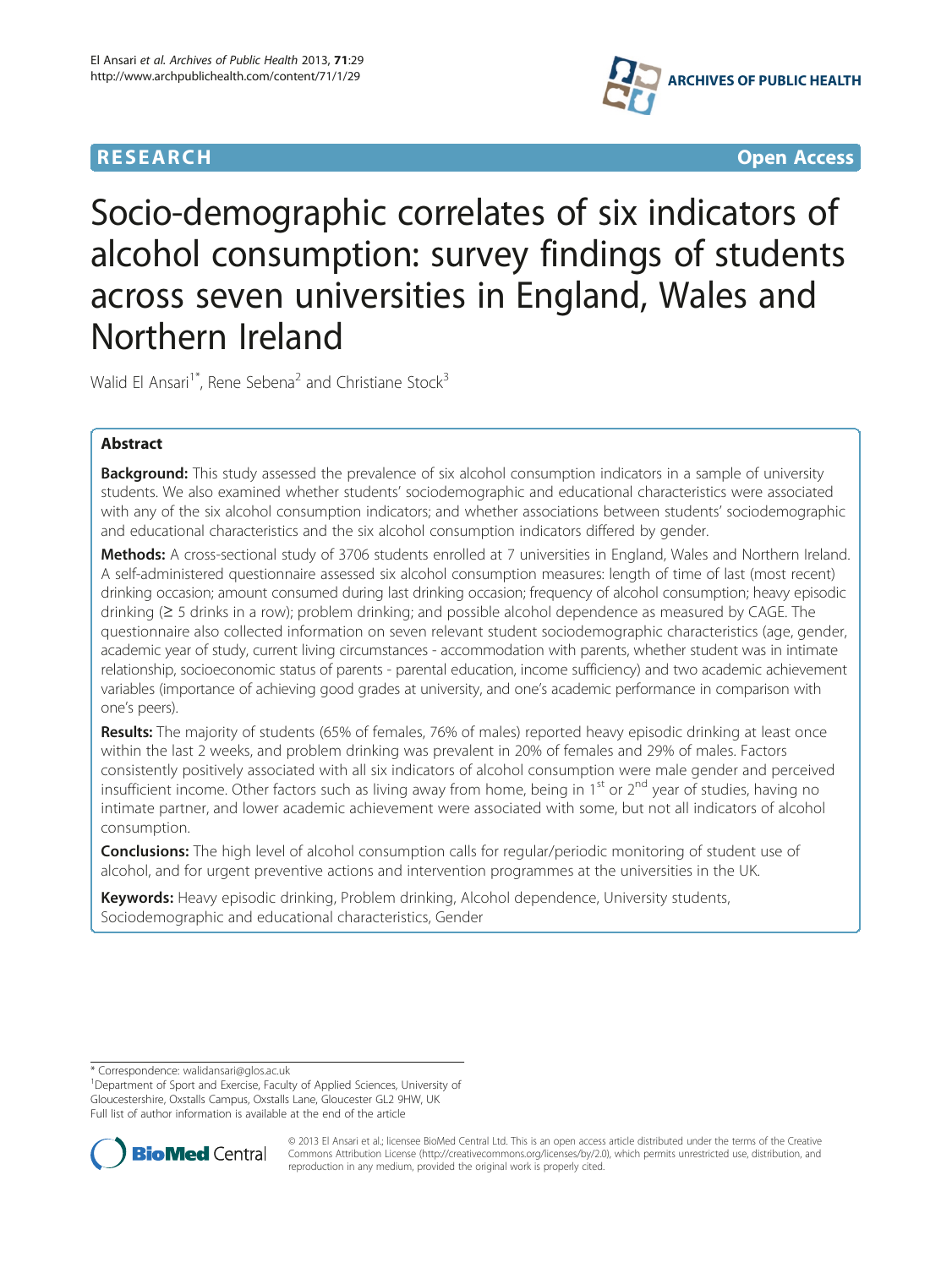RESEARCH **Open Access**

# Socio-demographic correlates of six indicators of alcohol consumption: survey findings of students across seven universities in England, Wales and Northern Ireland

Walid El Ansari[1*], Rene Sebena[2] and Christiane Stock[3]

## Abstract

**Background:** This study assessed the prevalence of six alcohol consumption indicators in a sample of university students. We also examined whether students' sociodemographic and educational characteristics were associated with any of the six alcohol consumption indicators; and whether associations between students' sociodemographic and educational characteristics and the six alcohol consumption indicators differed by gender.

**Methods:** A cross-sectional study of 3706 students enrolled at 7 universities in England, Wales and Northern Ireland. A self-administered questionnaire assessed six alcohol consumption measures: length of time of last (most recent) drinking occasion; amount consumed during last drinking occasion; frequency of alcohol consumption; heavy episodic drinking (≥ 5 drinks in a row); problem drinking; and possible alcohol dependence as measured by CAGE. The questionnaire also collected information on seven relevant student sociodemographic characteristics (age, gender, academic year of study, current living circumstances - accommodation with parents, whether student was in intimate relationship, socioeconomic status of parents - parental education, income sufficiency) and two academic achievement variables (importance of achieving good grades at university, and one's academic performance in comparison with one's peers).

**Results:** The majority of students (65% of females, 76% of males) reported heavy episodic drinking at least once within the last 2 weeks, and problem drinking was prevalent in 20% of females and 29% of males. Factors consistently positively associated with all six indicators of alcohol consumption were male gender and perceived insufficient income. Other factors such as living away from home, being in 1st or 2nd year of studies, having no intimate partner, and lower academic achievement were associated with some, but not all indicators of alcohol consumption.

**Conclusions:** The high level of alcohol consumption calls for regular/periodic monitoring of student use of alcohol, and for urgent preventive actions and intervention programmes at the universities in the UK.

**Keywords:** Heavy episodic drinking, Problem drinking, Alcohol dependence, University students, Sociodemographic and educational characteristics, Gender

\* Correspondence: walidansari@glos.ac.uk
[1]Department of Sport and Exercise, Faculty of Applied Sciences, University of Gloucestershire, Oxstalls Campus, Oxstalls Lane, Gloucester GL2 9HW, UK
Full list of author information is available at the end of the article

© 2013 El Ansari et al.; licensee BioMed Central Ltd. This is an open access article distributed under the terms of the Creative Commons Attribution License (http://creativecommons.org/licenses/by/2.0), which permits unrestricted use, distribution, and reproduction in any medium, provided the original work is properly cited.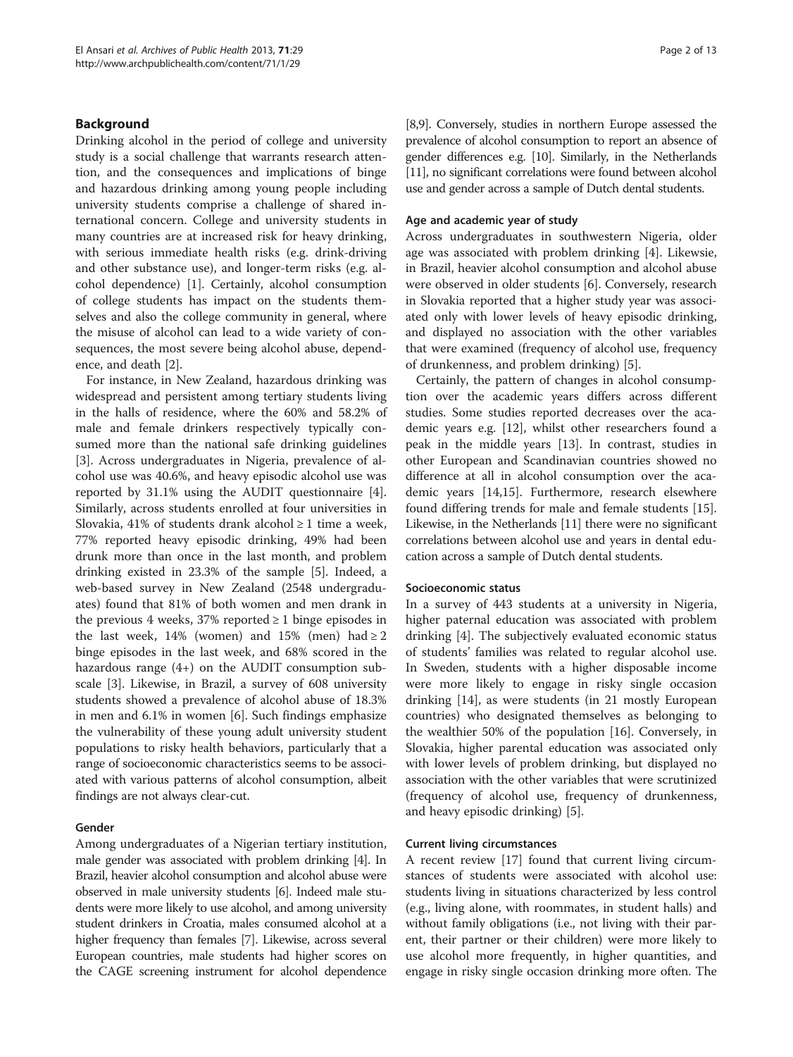## Background

Drinking alcohol in the period of college and university study is a social challenge that warrants research attention, and the consequences and implications of binge and hazardous drinking among young people including university students comprise a challenge of shared international concern. College and university students in many countries are at increased risk for heavy drinking, with serious immediate health risks (e.g. drink-driving and other substance use), and longer-term risks (e.g. alcohol dependence) [1]. Certainly, alcohol consumption of college students has impact on the students themselves and also the college community in general, where the misuse of alcohol can lead to a wide variety of consequences, the most severe being alcohol abuse, dependence, and death [2].

For instance, in New Zealand, hazardous drinking was widespread and persistent among tertiary students living in the halls of residence, where the 60% and 58.2% of male and female drinkers respectively typically consumed more than the national safe drinking guidelines [3]. Across undergraduates in Nigeria, prevalence of alcohol use was 40.6%, and heavy episodic alcohol use was reported by 31.1% using the AUDIT questionnaire [4]. Similarly, across students enrolled at four universities in Slovakia, 41% of students drank alcohol ≥ 1 time a week, 77% reported heavy episodic drinking, 49% had been drunk more than once in the last month, and problem drinking existed in 23.3% of the sample [5]. Indeed, a web-based survey in New Zealand (2548 undergraduates) found that 81% of both women and men drank in the previous 4 weeks, 37% reported ≥ 1 binge episodes in the last week, 14% (women) and 15% (men) had ≥ 2 binge episodes in the last week, and 68% scored in the hazardous range (4+) on the AUDIT consumption subscale [3]. Likewise, in Brazil, a survey of 608 university students showed a prevalence of alcohol abuse of 18.3% in men and 6.1% in women [6]. Such findings emphasize the vulnerability of these young adult university student populations to risky health behaviors, particularly that a range of socioeconomic characteristics seems to be associated with various patterns of alcohol consumption, albeit findings are not always clear-cut.

### Gender

Among undergraduates of a Nigerian tertiary institution, male gender was associated with problem drinking [4]. In Brazil, heavier alcohol consumption and alcohol abuse were observed in male university students [6]. Indeed male students were more likely to use alcohol, and among university student drinkers in Croatia, males consumed alcohol at a higher frequency than females [7]. Likewise, across several European countries, male students had higher scores on the CAGE screening instrument for alcohol dependence [8,9]. Conversely, studies in northern Europe assessed the prevalence of alcohol consumption to report an absence of gender differences e.g. [10]. Similarly, in the Netherlands [11], no significant correlations were found between alcohol use and gender across a sample of Dutch dental students.

### Age and academic year of study

Across undergraduates in southwestern Nigeria, older age was associated with problem drinking [4]. Likewsie, in Brazil, heavier alcohol consumption and alcohol abuse were observed in older students [6]. Conversely, research in Slovakia reported that a higher study year was associated only with lower levels of heavy episodic drinking, and displayed no association with the other variables that were examined (frequency of alcohol use, frequency of drunkenness, and problem drinking) [5].

Certainly, the pattern of changes in alcohol consumption over the academic years differs across different studies. Some studies reported decreases over the academic years e.g. [12], whilst other researchers found a peak in the middle years [13]. In contrast, studies in other European and Scandinavian countries showed no difference at all in alcohol consumption over the academic years [14,15]. Furthermore, research elsewhere found differing trends for male and female students [15]. Likewise, in the Netherlands [11] there were no significant correlations between alcohol use and years in dental education across a sample of Dutch dental students.

### Socioeconomic status

In a survey of 443 students at a university in Nigeria, higher paternal education was associated with problem drinking [4]. The subjectively evaluated economic status of students' families was related to regular alcohol use. In Sweden, students with a higher disposable income were more likely to engage in risky single occasion drinking [14], as were students (in 21 mostly European countries) who designated themselves as belonging to the wealthier 50% of the population [16]. Conversely, in Slovakia, higher parental education was associated only with lower levels of problem drinking, but displayed no association with the other variables that were scrutinized (frequency of alcohol use, frequency of drunkenness, and heavy episodic drinking) [5].

### Current living circumstances

A recent review [17] found that current living circumstances of students were associated with alcohol use: students living in situations characterized by less control (e.g., living alone, with roommates, in student halls) and without family obligations (i.e., not living with their parent, their partner or their children) were more likely to use alcohol more frequently, in higher quantities, and engage in risky single occasion drinking more often. The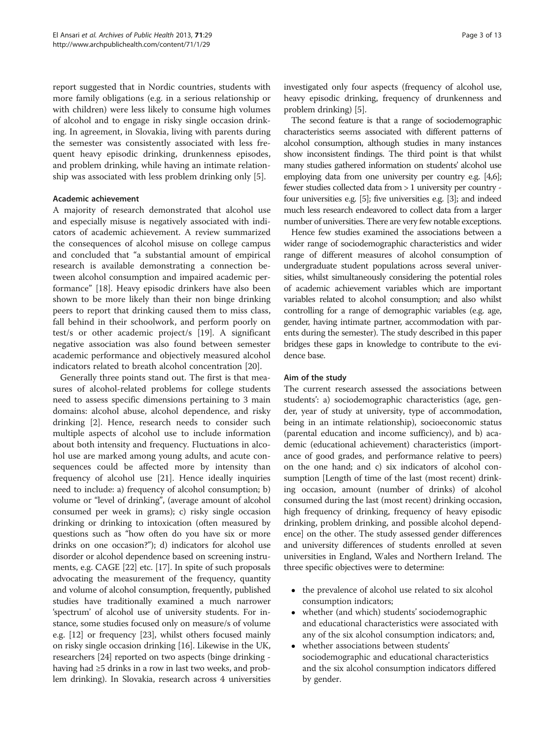report suggested that in Nordic countries, students with more family obligations (e.g. in a serious relationship or with children) were less likely to consume high volumes of alcohol and to engage in risky single occasion drinking. In agreement, in Slovakia, living with parents during the semester was consistently associated with less frequent heavy episodic drinking, drunkenness episodes, and problem drinking, while having an intimate relationship was associated with less problem drinking only [5].

#### Academic achievement

A majority of research demonstrated that alcohol use and especially misuse is negatively associated with indicators of academic achievement. A review summarized the consequences of alcohol misuse on college campus and concluded that "a substantial amount of empirical research is available demonstrating a connection between alcohol consumption and impaired academic performance" [18]. Heavy episodic drinkers have also been shown to be more likely than their non binge drinking peers to report that drinking caused them to miss class, fall behind in their schoolwork, and perform poorly on test/s or other academic project/s [19]. A significant negative association was also found between semester academic performance and objectively measured alcohol indicators related to breath alcohol concentration [20].

Generally three points stand out. The first is that measures of alcohol-related problems for college students need to assess specific dimensions pertaining to 3 main domains: alcohol abuse, alcohol dependence, and risky drinking [2]. Hence, research needs to consider such multiple aspects of alcohol use to include information about both intensity and frequency. Fluctuations in alcohol use are marked among young adults, and acute consequences could be affected more by intensity than frequency of alcohol use [21]. Hence ideally inquiries need to include: a) frequency of alcohol consumption; b) volume or "level of drinking", (average amount of alcohol consumed per week in grams); c) risky single occasion drinking or drinking to intoxication (often measured by questions such as "how often do you have six or more drinks on one occasion?"); d) indicators for alcohol use disorder or alcohol dependence based on screening instruments, e.g. CAGE [22] etc. [17]. In spite of such proposals advocating the measurement of the frequency, quantity and volume of alcohol consumption, frequently, published studies have traditionally examined a much narrower 'spectrum' of alcohol use of university students. For instance, some studies focused only on measure/s of volume e.g. [12] or frequency [23], whilst others focused mainly on risky single occasion drinking [16]. Likewise in the UK, researchers [24] reported on two aspects (binge drinking - having had ≥5 drinks in a row in last two weeks, and problem drinking). In Slovakia, research across 4 universities investigated only four aspects (frequency of alcohol use, heavy episodic drinking, frequency of drunkenness and problem drinking) [5].

The second feature is that a range of sociodemographic characteristics seems associated with different patterns of alcohol consumption, although studies in many instances show inconsistent findings. The third point is that whilst many studies gathered information on students' alcohol use employing data from one university per country e.g. [4,6]; fewer studies collected data from > 1 university per country - four universities e.g. [5]; five universities e.g. [3]; and indeed much less research endeavored to collect data from a larger number of universities. There are very few notable exceptions.

Hence few studies examined the associations between a wider range of sociodemographic characteristics and wider range of different measures of alcohol consumption of undergraduate student populations across several universities, whilst simultaneously considering the potential roles of academic achievement variables which are important variables related to alcohol consumption; and also whilst controlling for a range of demographic variables (e.g. age, gender, having intimate partner, accommodation with parents during the semester). The study described in this paper bridges these gaps in knowledge to contribute to the evidence base.

#### Aim of the study

The current research assessed the associations between students': a) sociodemographic characteristics (age, gender, year of study at university, type of accommodation, being in an intimate relationship), socioeconomic status (parental education and income sufficiency), and b) academic (educational achievement) characteristics (importance of good grades, and performance relative to peers) on the one hand; and c) six indicators of alcohol consumption [Length of time of the last (most recent) drinking occasion, amount (number of drinks) of alcohol consumed during the last (most recent) drinking occasion, high frequency of drinking, frequency of heavy episodic drinking, problem drinking, and possible alcohol dependence] on the other. The study assessed gender differences and university differences of students enrolled at seven universities in England, Wales and Northern Ireland. The three specific objectives were to determine:

- the prevalence of alcohol use related to six alcohol consumption indicators;
- whether (and which) students' sociodemographic and educational characteristics were associated with any of the six alcohol consumption indicators; and,
- whether associations between students' sociodemographic and educational characteristics and the six alcohol consumption indicators differed by gender.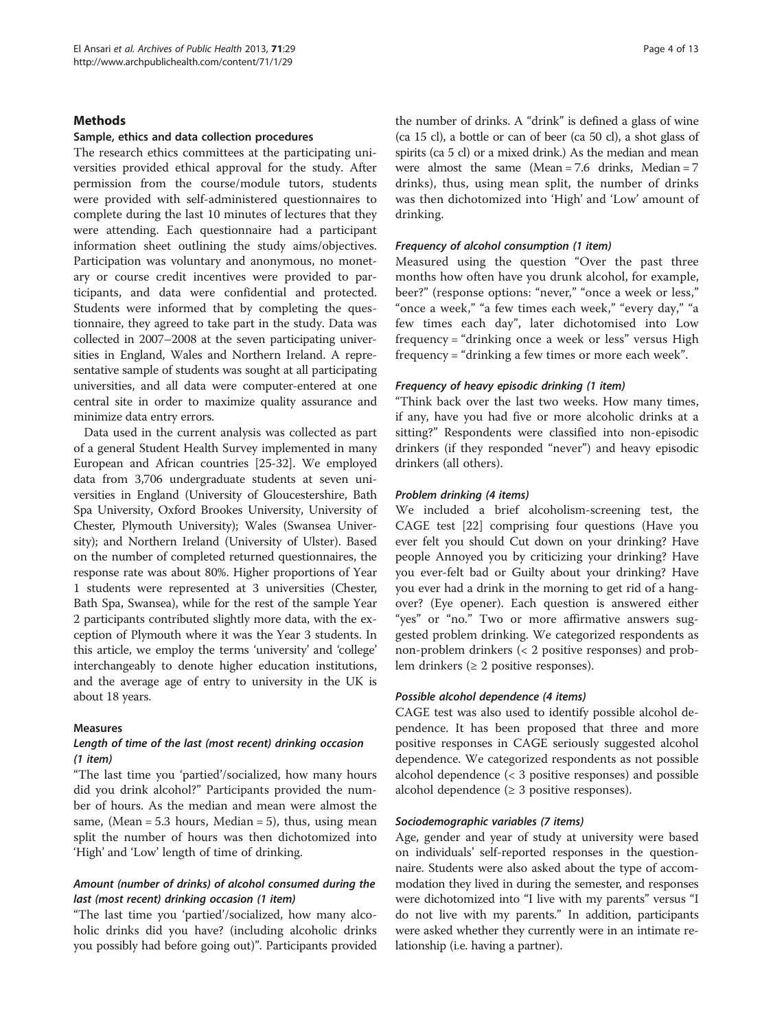## Methods

### Sample, ethics and data collection procedures

The research ethics committees at the participating universities provided ethical approval for the study. After permission from the course/module tutors, students were provided with self-administered questionnaires to complete during the last 10 minutes of lectures that they were attending. Each questionnaire had a participant information sheet outlining the study aims/objectives. Participation was voluntary and anonymous, no monetary or course credit incentives were provided to participants, and data were confidential and protected. Students were informed that by completing the questionnaire, they agreed to take part in the study. Data was collected in 2007–2008 at the seven participating universities in England, Wales and Northern Ireland. A representative sample of students was sought at all participating universities, and all data were computer-entered at one central site in order to maximize quality assurance and minimize data entry errors.

Data used in the current analysis was collected as part of a general Student Health Survey implemented in many European and African countries [25-32]. We employed data from 3,706 undergraduate students at seven universities in England (University of Gloucestershire, Bath Spa University, Oxford Brookes University, University of Chester, Plymouth University); Wales (Swansea University); and Northern Ireland (University of Ulster). Based on the number of completed returned questionnaires, the response rate was about 80%. Higher proportions of Year 1 students were represented at 3 universities (Chester, Bath Spa, Swansea), while for the rest of the sample Year 2 participants contributed slightly more data, with the exception of Plymouth where it was the Year 3 students. In this article, we employ the terms 'university' and 'college' interchangeably to denote higher education institutions, and the average age of entry to university in the UK is about 18 years.

### Measures

#### *Length of time of the last (most recent) drinking occasion (1 item)*

"The last time you 'partied'/socialized, how many hours did you drink alcohol?" Participants provided the number of hours. As the median and mean were almost the same, (Mean = 5.3 hours, Median = 5), thus, using mean split the number of hours was then dichotomized into 'High' and 'Low' length of time of drinking.

#### *Amount (number of drinks) of alcohol consumed during the last (most recent) drinking occasion (1 item)*

"The last time you 'partied'/socialized, how many alcoholic drinks did you have? (including alcoholic drinks you possibly had before going out)". Participants provided the number of drinks. A "drink" is defined a glass of wine (ca 15 cl), a bottle or can of beer (ca 50 cl), a shot glass of spirits (ca 5 cl) or a mixed drink.) As the median and mean were almost the same (Mean = 7.6 drinks, Median = 7 drinks), thus, using mean split, the number of drinks was then dichotomized into 'High' and 'Low' amount of drinking.

#### *Frequency of alcohol consumption (1 item)*

Measured using the question "Over the past three months how often have you drunk alcohol, for example, beer?" (response options: "never," "once a week or less," "once a week," "a few times each week," "every day," "a few times each day", later dichotomised into Low frequency = "drinking once a week or less" versus High frequency = "drinking a few times or more each week".

#### *Frequency of heavy episodic drinking (1 item)*

"Think back over the last two weeks. How many times, if any, have you had five or more alcoholic drinks at a sitting?" Respondents were classified into non-episodic drinkers (if they responded "never") and heavy episodic drinkers (all others).

#### *Problem drinking (4 items)*

We included a brief alcoholism-screening test, the CAGE test [22] comprising four questions (Have you ever felt you should Cut down on your drinking? Have people Annoyed you by criticizing your drinking? Have you ever-felt bad or Guilty about your drinking? Have you ever had a drink in the morning to get rid of a hangover? (Eye opener). Each question is answered either "yes" or "no." Two or more affirmative answers suggested problem drinking. We categorized respondents as non-problem drinkers (< 2 positive responses) and problem drinkers (≥ 2 positive responses).

#### *Possible alcohol dependence (4 items)*

CAGE test was also used to identify possible alcohol dependence. It has been proposed that three and more positive responses in CAGE seriously suggested alcohol dependence. We categorized respondents as not possible alcohol dependence (< 3 positive responses) and possible alcohol dependence (≥ 3 positive responses).

#### *Sociodemographic variables (7 items)*

Age, gender and year of study at university were based on individuals' self-reported responses in the questionnaire. Students were also asked about the type of accommodation they lived in during the semester, and responses were dichotomized into "I live with my parents" versus "I do not live with my parents." In addition, participants were asked whether they currently were in an intimate relationship (i.e. having a partner).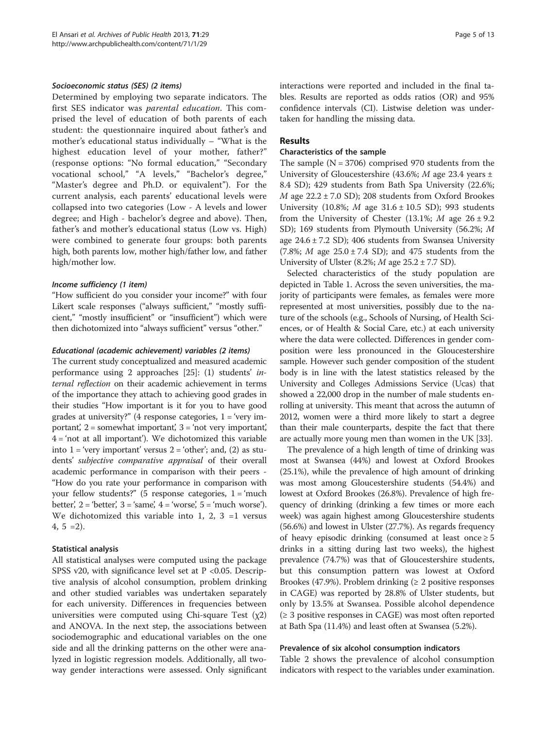#### *Socioeconomic status (SES) (2 items)*

Determined by employing two separate indicators. The first SES indicator was *parental education*. This comprised the level of education of both parents of each student: the questionnaire inquired about father's and mother's educational status individually – "What is the highest education level of your mother, father?" (response options: "No formal education," "Secondary vocational school," "A levels," "Bachelor's degree," "Master's degree and Ph.D. or equivalent"). For the current analysis, each parents' educational levels were collapsed into two categories (Low - A levels and lower degree; and High - bachelor's degree and above). Then, father's and mother's educational status (Low vs. High) were combined to generate four groups: both parents high, both parents low, mother high/father low, and father high/mother low.

#### *Income sufficiency (1 item)*

"How sufficient do you consider your income?" with four Likert scale responses ("always sufficient," "mostly sufficient," "mostly insufficient" or "insufficient") which were then dichotomized into "always sufficient" versus "other."

#### *Educational (academic achievement) variables (2 items)*

The current study conceptualized and measured academic performance using 2 approaches [25]: (1) students' *internal reflection* on their academic achievement in terms of the importance they attach to achieving good grades in their studies "How important is it for you to have good grades at university?" (4 response categories, 1 = 'very important', 2 = somewhat important', 3 = 'not very important', 4 = 'not at all important'). We dichotomized this variable into 1 = 'very important' versus 2 = 'other'; and, (2) as students' *subjective comparative appraisal* of their overall academic performance in comparison with their peers - "How do you rate your performance in comparison with your fellow students?" (5 response categories, 1 = 'much better', 2 = 'better', 3 = 'same', 4 = 'worse', 5 = 'much worse'). We dichotomized this variable into 1, 2, 3 =1 versus 4, 5 =2).

### Statistical analysis

All statistical analyses were computed using the package SPSS v20, with significance level set at $P < 0.05$. Descriptive analysis of alcohol consumption, problem drinking and other studied variables was undertaken separately for each university. Differences in frequencies between universities were computed using Chi-square Test ($\chi 2$) and ANOVA. In the next step, the associations between sociodemographic and educational variables on the one side and all the drinking patterns on the other were analyzed in logistic regression models. Additionally, all two-way gender interactions were assessed. Only significant interactions were reported and included in the final tables. Results are reported as odds ratios (OR) and 95% confidence intervals (CI). Listwise deletion was undertaken for handling the missing data.

## Results

### Characteristics of the sample

The sample (N = 3706) comprised 970 students from the University of Gloucestershire (43.6%; *M* age 23.4 years ± 8.4 SD); 429 students from Bath Spa University (22.6%; *M* age 22.2 ± 7.0 SD); 208 students from Oxford Brookes University (10.8%; *M* age 31.6 ± 10.5 SD); 993 students from the University of Chester (13.1%; *M* age 26 ± 9.2 SD); 169 students from Plymouth University (56.2%; *M* age 24.6 ± 7.2 SD); 406 students from Swansea University (7.8%; *M* age 25.0 ± 7.4 SD); and 475 students from the University of Ulster (8.2%; *M* age 25.2 ± 7.7 SD).

Selected characteristics of the study population are depicted in Table 1. Across the seven universities, the majority of participants were females, as females were more represented at most universities, possibly due to the nature of the schools (e.g., Schools of Nursing, of Health Sciences, or of Health & Social Care, etc.) at each university where the data were collected. Differences in gender composition were less pronounced in the Gloucestershire sample. However such gender composition of the student body is in line with the latest statistics released by the University and Colleges Admissions Service (Ucas) that showed a 22,000 drop in the number of male students enrolling at university. This meant that across the autumn of 2012, women were a third more likely to start a degree than their male counterparts, despite the fact that there are actually more young men than women in the UK [33].

The prevalence of a high length of time of drinking was most at Swansea (44%) and lowest at Oxford Brookes (25.1%), while the prevalence of high amount of drinking was most among Gloucestershire students (54.4%) and lowest at Oxford Brookes (26.8%). Prevalence of high frequency of drinking (drinking a few times or more each week) was again highest among Gloucestershire students (56.6%) and lowest in Ulster (27.7%). As regards frequency of heavy episodic drinking (consumed at least once ≥ 5 drinks in a sitting during last two weeks), the highest prevalence (74.7%) was that of Gloucestershire students, but this consumption pattern was lowest at Oxford Brookes (47.9%). Problem drinking (≥ 2 positive responses in CAGE) was reported by 28.8% of Ulster students, but only by 13.5% at Swansea. Possible alcohol dependence (≥ 3 positive responses in CAGE) was most often reported at Bath Spa (11.4%) and least often at Swansea (5.2%).

### Prevalence of six alcohol consumption indicators

Table 2 shows the prevalence of alcohol consumption indicators with respect to the variables under examination.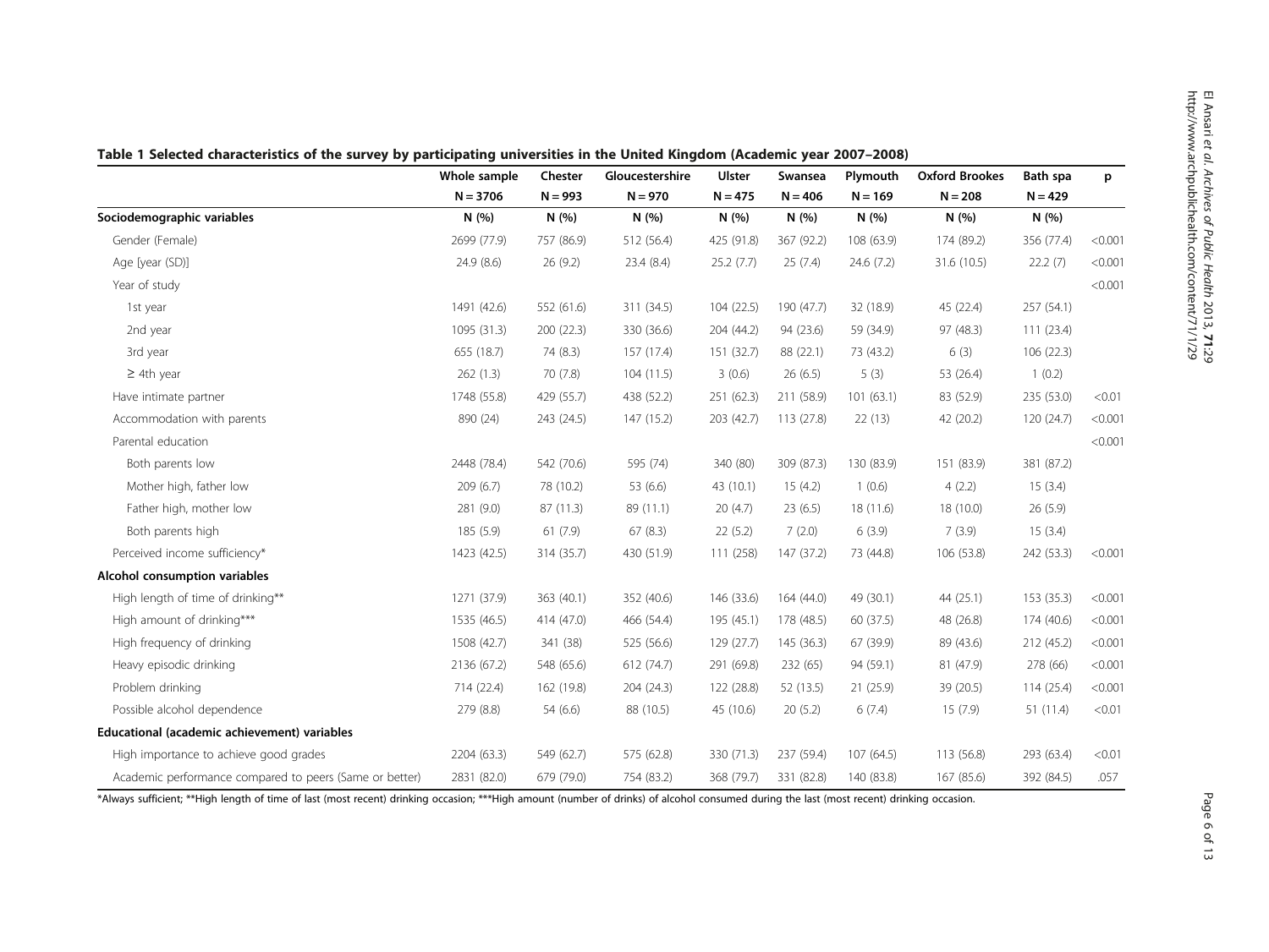**Table 1 Selected characteristics of the survey by participating universities in the United Kingdom (Academic year 2007–2008)**

| | Whole sample | Chester | Gloucestershire | Ulster | Swansea | Plymouth | Oxford Brookes | Bath spa | p |
|---|---|---|---|---|---|---|---|---|---|
| | N = 3706 | N = 993 | N = 970 | N = 475 | N = 406 | N = 169 | N = 208 | N = 429 | |
| **Sociodemographic variables** | N (%) | N (%) | N (%) | N (%) | N (%) | N (%) | N (%) | N (%) | |
| Gender (Female) | 2699 (77.9) | 757 (86.9) | 512 (56.4) | 425 (91.8) | 367 (92.2) | 108 (63.9) | 174 (89.2) | 356 (77.4) | <0.001 |
| Age [year (SD)] | 24.9 (8.6) | 26 (9.2) | 23.4 (8.4) | 25.2 (7.7) | 25 (7.4) | 24.6 (7.2) | 31.6 (10.5) | 22.2 (7) | <0.001 |
| Year of study | | | | | | | | | <0.001 |
| 1st year | 1491 (42.6) | 552 (61.6) | 311 (34.5) | 104 (22.5) | 190 (47.7) | 32 (18.9) | 45 (22.4) | 257 (54.1) | |
| 2nd year | 1095 (31.3) | 200 (22.3) | 330 (36.6) | 204 (44.2) | 94 (23.6) | 59 (34.9) | 97 (48.3) | 111 (23.4) | |
| 3rd year | 655 (18.7) | 74 (8.3) | 157 (17.4) | 151 (32.7) | 88 (22.1) | 73 (43.2) | 6 (3) | 106 (22.3) | |
| ≥ 4th year | 262 (1.3) | 70 (7.8) | 104 (11.5) | 3 (0.6) | 26 (6.5) | 5 (3) | 53 (26.4) | 1 (0.2) | |
| Have intimate partner | 1748 (55.8) | 429 (55.7) | 438 (52.2) | 251 (62.3) | 211 (58.9) | 101 (63.1) | 83 (52.9) | 235 (53.0) | <0.01 |
| Accommodation with parents | 890 (24) | 243 (24.5) | 147 (15.2) | 203 (42.7) | 113 (27.8) | 22 (13) | 42 (20.2) | 120 (24.7) | <0.001 |
| Parental education | | | | | | | | | <0.001 |
| Both parents low | 2448 (78.4) | 542 (70.6) | 595 (74) | 340 (80) | 309 (87.3) | 130 (83.9) | 151 (83.9) | 381 (87.2) | |
| Mother high, father low | 209 (6.7) | 78 (10.2) | 53 (6.6) | 43 (10.1) | 15 (4.2) | 1 (0.6) | 4 (2.2) | 15 (3.4) | |
| Father high, mother low | 281 (9.0) | 87 (11.3) | 89 (11.1) | 20 (4.7) | 23 (6.5) | 18 (11.6) | 18 (10.0) | 26 (5.9) | |
| Both parents high | 185 (5.9) | 61 (7.9) | 67 (8.3) | 22 (5.2) | 7 (2.0) | 6 (3.9) | 7 (3.9) | 15 (3.4) | |
| Perceived income sufficiency* | 1423 (42.5) | 314 (35.7) | 430 (51.9) | 111 (258) | 147 (37.2) | 73 (44.8) | 106 (53.8) | 242 (53.3) | <0.001 |
| **Alcohol consumption variables** | | | | | | | | | |
| High length of time of drinking** | 1271 (37.9) | 363 (40.1) | 352 (40.6) | 146 (33.6) | 164 (44.0) | 49 (30.1) | 44 (25.1) | 153 (35.3) | <0.001 |
| High amount of drinking*** | 1535 (46.5) | 414 (47.0) | 466 (54.4) | 195 (45.1) | 178 (48.5) | 60 (37.5) | 48 (26.8) | 174 (40.6) | <0.001 |
| High frequency of drinking | 1508 (42.7) | 341 (38) | 525 (56.6) | 129 (27.7) | 145 (36.3) | 67 (39.9) | 89 (43.6) | 212 (45.2) | <0.001 |
| Heavy episodic drinking | 2136 (67.2) | 548 (65.6) | 612 (74.7) | 291 (69.8) | 232 (65) | 94 (59.1) | 81 (47.9) | 278 (66) | <0.001 |
| Problem drinking | 714 (22.4) | 162 (19.8) | 204 (24.3) | 122 (28.8) | 52 (13.5) | 21 (25.9) | 39 (20.5) | 114 (25.4) | <0.001 |
| Possible alcohol dependence | 279 (8.8) | 54 (6.6) | 88 (10.5) | 45 (10.6) | 20 (5.2) | 6 (7.4) | 15 (7.9) | 51 (11.4) | <0.01 |
| **Educational (academic achievement) variables** | | | | | | | | | |
| High importance to achieve good grades | 2204 (63.3) | 549 (62.7) | 575 (62.8) | 330 (71.3) | 237 (59.4) | 107 (64.5) | 113 (56.8) | 293 (63.4) | <0.01 |
| Academic performance compared to peers (Same or better) | 2831 (82.0) | 679 (79.0) | 754 (83.2) | 368 (79.7) | 331 (82.8) | 140 (83.8) | 167 (85.6) | 392 (84.5) | .057 |

*Always sufficient; **High length of time of last (most recent) drinking occasion; ***High amount (number of drinks) of alcohol consumed during the last (most recent) drinking occasion.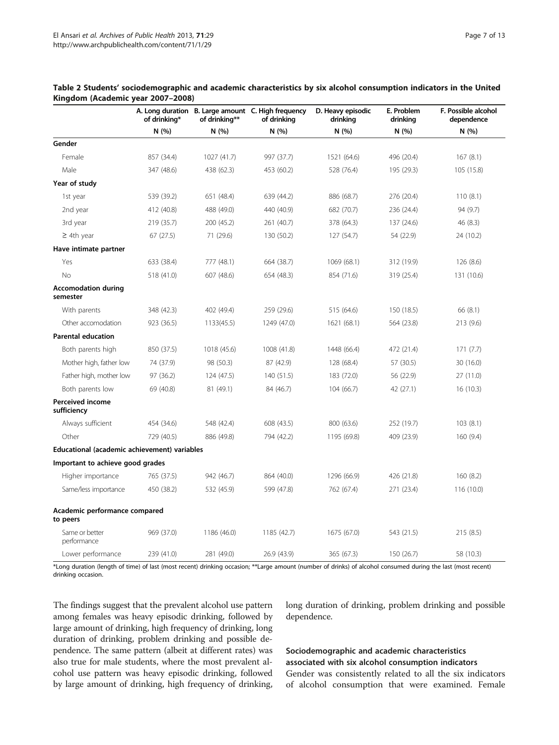**Table 2 Students' sociodemographic and academic characteristics by six alcohol consumption indicators in the United Kingdom (Academic year 2007–2008)**

| | A. Long duration of drinking* | B. Large amount of drinking** | C. High frequency of drinking | D. Heavy episodic drinking | E. Problem drinking | F. Possible alcohol dependence |
|---|---|---|---|---|---|---|
| | N (%) | N (%) | N (%) | N (%) | N (%) | N (%) |
| **Gender** | | | | | | |
| Female | 857 (34.4) | 1027 (41.7) | 997 (37.7) | 1521 (64.6) | 496 (20.4) | 167 (8.1) |
| Male | 347 (48.6) | 438 (62.3) | 453 (60.2) | 528 (76.4) | 195 (29.3) | 105 (15.8) |
| **Year of study** | | | | | | |
| 1st year | 539 (39.2) | 651 (48.4) | 639 (44.2) | 886 (68.7) | 276 (20.4) | 110 (8.1) |
| 2nd year | 412 (40.8) | 488 (49.0) | 440 (40.9) | 682 (70.7) | 236 (24.4) | 94 (9.7) |
| 3rd year | 219 (35.7) | 200 (45.2) | 261 (40.7) | 378 (64.3) | 137 (24.6) | 46 (8.3) |
| ≥ 4th year | 67 (27.5) | 71 (29.6) | 130 (50.2) | 127 (54.7) | 54 (22.9) | 24 (10.2) |
| **Have intimate partner** | | | | | | |
| Yes | 633 (38.4) | 777 (48.1) | 664 (38.7) | 1069 (68.1) | 312 (19.9) | 126 (8.6) |
| No | 518 (41.0) | 607 (48.6) | 654 (48.3) | 854 (71.6) | 319 (25.4) | 131 (10.6) |
| **Accomodation during semester** | | | | | | |
| With parents | 348 (42.3) | 402 (49.4) | 259 (29.6) | 515 (64.6) | 150 (18.5) | 66 (8.1) |
| Other accomodation | 923 (36.5) | 1133(45.5) | 1249 (47.0) | 1621 (68.1) | 564 (23.8) | 213 (9.6) |
| **Parental education** | | | | | | |
| Both parents high | 850 (37.5) | 1018 (45.6) | 1008 (41.8) | 1448 (66.4) | 472 (21.4) | 171 (7.7) |
| Mother high, father low | 74 (37.9) | 98 (50.3) | 87 (42.9) | 128 (68.4) | 57 (30.5) | 30 (16.0) |
| Father high, mother low | 97 (36.2) | 124 (47.5) | 140 (51.5) | 183 (72.0) | 56 (22.9) | 27 (11.0) |
| Both parents low | 69 (40.8) | 81 (49.1) | 84 (46.7) | 104 (66.7) | 42 (27.1) | 16 (10.3) |
| **Perceived income sufficiency** | | | | | | |
| Always sufficient | 454 (34.6) | 548 (42.4) | 608 (43.5) | 800 (63.6) | 252 (19.7) | 103 (8.1) |
| Other | 729 (40.5) | 886 (49.8) | 794 (42.2) | 1195 (69.8) | 409 (23.9) | 160 (9.4) |
| **Educational (academic achievement) variables** | | | | | | |
| **Important to achieve good grades** | | | | | | |
| Higher importance | 765 (37.5) | 942 (46.7) | 864 (40.0) | 1296 (66.9) | 426 (21.8) | 160 (8.2) |
| Same/less importance | 450 (38.2) | 532 (45.9) | 599 (47.8) | 762 (67.4) | 271 (23.4) | 116 (10.0) |
| **Academic performance compared to peers** | | | | | | |
| Same or better performance | 969 (37.0) | 1186 (46.0) | 1185 (42.7) | 1675 (67.0) | 543 (21.5) | 215 (8.5) |
| Lower performance | 239 (41.0) | 281 (49.0) | 26.9 (43.9) | 365 (67.3) | 150 (26.7) | 58 (10.3) |

*Long duration (length of time) of last (most recent) drinking occasion; **Large amount (number of drinks) of alcohol consumed during the last (most recent) drinking occasion.

The findings suggest that the prevalent alcohol use pattern among females was heavy episodic drinking, followed by large amount of drinking, high frequency of drinking, long duration of drinking, problem drinking and possible dependence. The same pattern (albeit at different rates) was also true for male students, where the most prevalent alcohol use pattern was heavy episodic drinking, followed by large amount of drinking, high frequency of drinking, long duration of drinking, problem drinking and possible dependence.

### Sociodemographic and academic characteristics associated with six alcohol consumption indicators

Gender was consistently related to all the six indicators of alcohol consumption that were examined. Female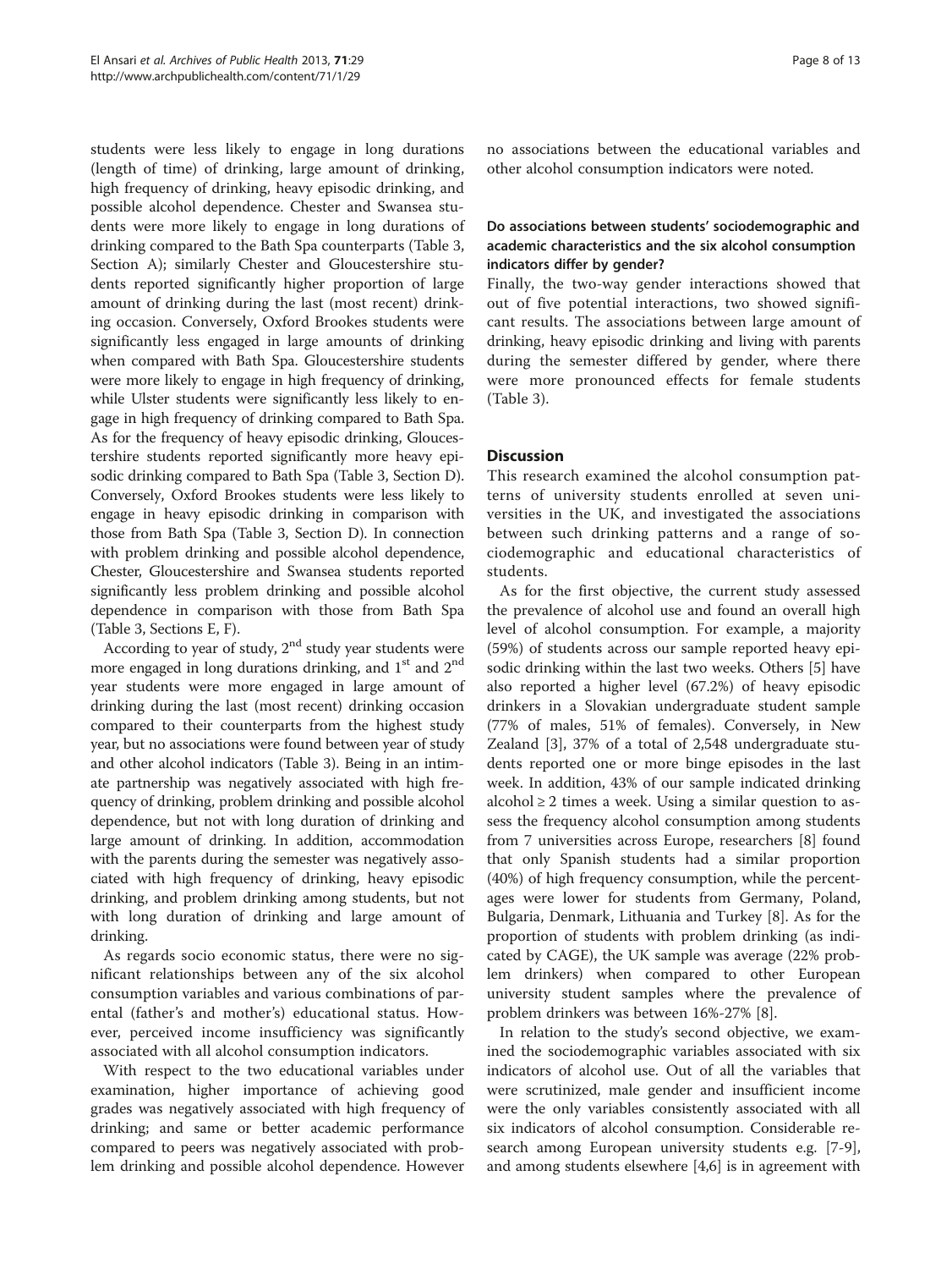students were less likely to engage in long durations (length of time) of drinking, large amount of drinking, high frequency of drinking, heavy episodic drinking, and possible alcohol dependence. Chester and Swansea students were more likely to engage in long durations of drinking compared to the Bath Spa counterparts (Table 3, Section A); similarly Chester and Gloucestershire students reported significantly higher proportion of large amount of drinking during the last (most recent) drinking occasion. Conversely, Oxford Brookes students were significantly less engaged in large amounts of drinking when compared with Bath Spa. Gloucestershire students were more likely to engage in high frequency of drinking, while Ulster students were significantly less likely to engage in high frequency of drinking compared to Bath Spa. As for the frequency of heavy episodic drinking, Gloucestershire students reported significantly more heavy episodic drinking compared to Bath Spa (Table 3, Section D). Conversely, Oxford Brookes students were less likely to engage in heavy episodic drinking in comparison with those from Bath Spa (Table 3, Section D). In connection with problem drinking and possible alcohol dependence, Chester, Gloucestershire and Swansea students reported significantly less problem drinking and possible alcohol dependence in comparison with those from Bath Spa (Table 3, Sections E, F).

According to year of study, 2nd study year students were more engaged in long durations drinking, and 1st and 2nd year students were more engaged in large amount of drinking during the last (most recent) drinking occasion compared to their counterparts from the highest study year, but no associations were found between year of study and other alcohol indicators (Table 3). Being in an intimate partnership was negatively associated with high frequency of drinking, problem drinking and possible alcohol dependence, but not with long duration of drinking and large amount of drinking. In addition, accommodation with the parents during the semester was negatively associated with high frequency of drinking, heavy episodic drinking, and problem drinking among students, but not with long duration of drinking and large amount of drinking.

As regards socio economic status, there were no significant relationships between any of the six alcohol consumption variables and various combinations of parental (father's and mother's) educational status. However, perceived income insufficiency was significantly associated with all alcohol consumption indicators.

With respect to the two educational variables under examination, higher importance of achieving good grades was negatively associated with high frequency of drinking; and same or better academic performance compared to peers was negatively associated with problem drinking and possible alcohol dependence. However no associations between the educational variables and other alcohol consumption indicators were noted.

### Do associations between students' sociodemographic and academic characteristics and the six alcohol consumption indicators differ by gender?

Finally, the two-way gender interactions showed that out of five potential interactions, two showed significant results. The associations between large amount of drinking, heavy episodic drinking and living with parents during the semester differed by gender, where there were more pronounced effects for female students (Table 3).

## Discussion

This research examined the alcohol consumption patterns of university students enrolled at seven universities in the UK, and investigated the associations between such drinking patterns and a range of sociodemographic and educational characteristics of students.

As for the first objective, the current study assessed the prevalence of alcohol use and found an overall high level of alcohol consumption. For example, a majority (59%) of students across our sample reported heavy episodic drinking within the last two weeks. Others [5] have also reported a higher level (67.2%) of heavy episodic drinkers in a Slovakian undergraduate student sample (77% of males, 51% of females). Conversely, in New Zealand [3], 37% of a total of 2,548 undergraduate students reported one or more binge episodes in the last week. In addition, 43% of our sample indicated drinking alcohol ≥ 2 times a week. Using a similar question to assess the frequency alcohol consumption among students from 7 universities across Europe, researchers [8] found that only Spanish students had a similar proportion (40%) of high frequency consumption, while the percentages were lower for students from Germany, Poland, Bulgaria, Denmark, Lithuania and Turkey [8]. As for the proportion of students with problem drinking (as indicated by CAGE), the UK sample was average (22% problem drinkers) when compared to other European university student samples where the prevalence of problem drinkers was between 16%-27% [8].

In relation to the study's second objective, we examined the sociodemographic variables associated with six indicators of alcohol use. Out of all the variables that were scrutinized, male gender and insufficient income were the only variables consistently associated with all six indicators of alcohol consumption. Considerable research among European university students e.g. [7-9], and among students elsewhere [4,6] is in agreement with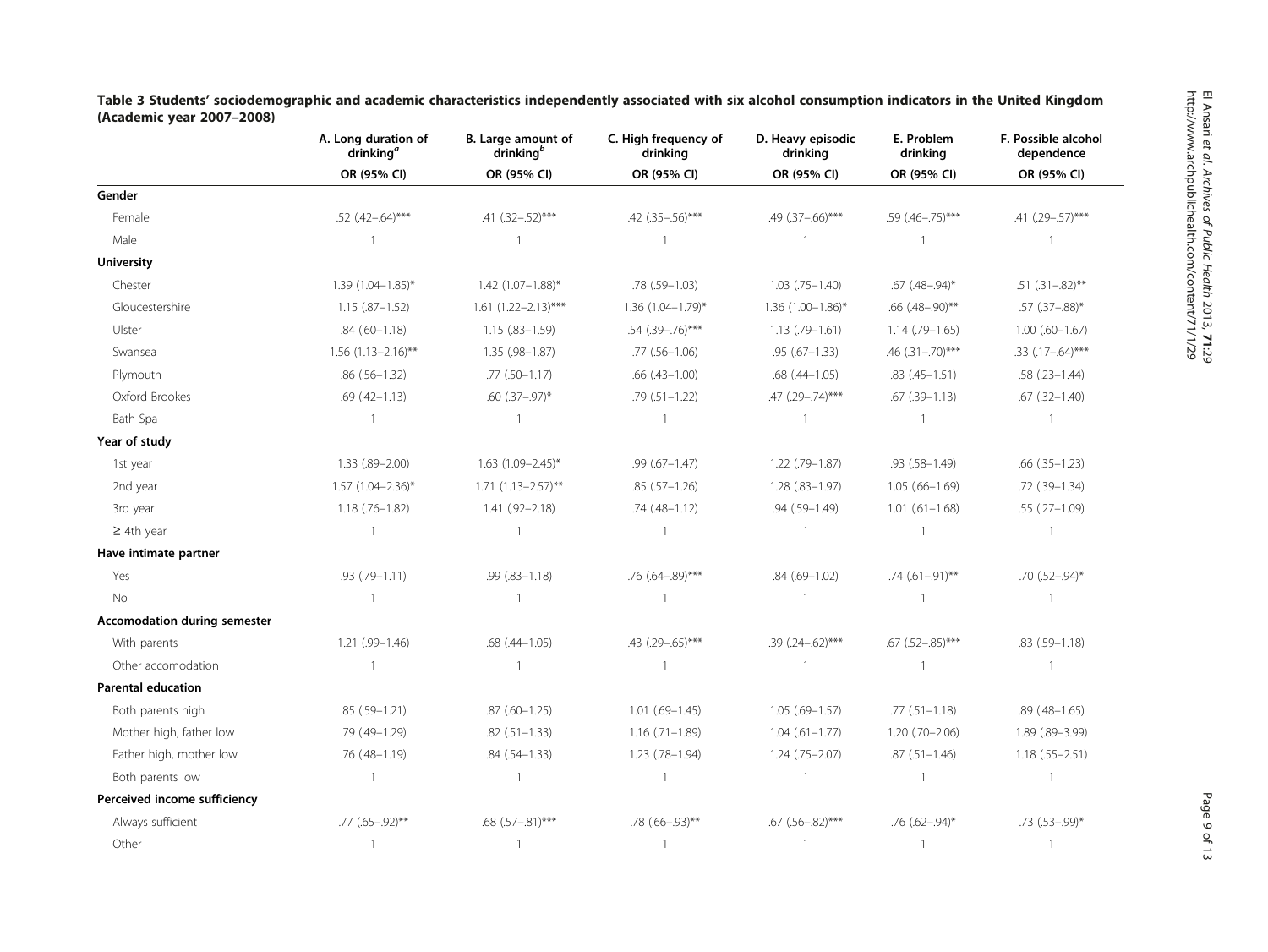**Table 3 Students' sociodemographic and academic characteristics independently associated with six alcohol consumption indicators in the United Kingdom (Academic year 2007–2008)**

| | A. Long duration of drinking[a] | B. Large amount of drinking[b] | C. High frequency of drinking | D. Heavy episodic drinking | E. Problem drinking | F. Possible alcohol dependence |
|---|---|---|---|---|---|---|
| | OR (95% CI) | OR (95% CI) | OR (95% CI) | OR (95% CI) | OR (95% CI) | OR (95% CI) |
| **Gender** | | | | | | |
| Female | .52 (.42–.64)*** | .41 (.32–.52)*** | .42 (.35–.56)*** | .49 (.37–.66)*** | .59 (.46–.75)*** | .41 (.29–.57)*** |
| Male | 1 | 1 | 1 | 1 | 1 | 1 |
| **University** | | | | | | |
| Chester | 1.39 (1.04–1.85)* | 1.42 (1.07–1.88)* | .78 (.59–1.03) | 1.03 (.75–1.40) | .67 (.48–.94)* | .51 (.31–.82)** |
| Gloucestershire | 1.15 (.87–1.52) | 1.61 (1.22–2.13)*** | 1.36 (1.04–1.79)* | 1.36 (1.00–1.86)* | .66 (.48–.90)** | .57 (.37–.88)* |
| Ulster | .84 (.60–1.18) | 1.15 (.83–1.59) | .54 (.39–.76)*** | 1.13 (.79–1.61) | 1.14 (.79–1.65) | 1.00 (.60–1.67) |
| Swansea | 1.56 (1.13–2.16)** | 1.35 (.98–1.87) | .77 (.56–1.06) | .95 (.67–1.33) | .46 (.31–.70)*** | .33 (.17–.64)*** |
| Plymouth | .86 (.56–1.32) | .77 (.50–1.17) | .66 (.43–1.00) | .68 (.44–1.05) | .83 (.45–1.51) | .58 (.23–1.44) |
| Oxford Brookes | .69 (.42–1.13) | .60 (.37–.97)* | .79 (.51–1.22) | .47 (.29–.74)*** | .67 (.39–1.13) | .67 (.32–1.40) |
| Bath Spa | 1 | 1 | 1 | 1 | 1 | 1 |
| **Year of study** | | | | | | |
| 1st year | 1.33 (.89–2.00) | 1.63 (1.09–2.45)* | .99 (.67–1.47) | 1.22 (.79–1.87) | .93 (.58–1.49) | .66 (.35–1.23) |
| 2nd year | 1.57 (1.04–2.36)* | 1.71 (1.13–2.57)** | .85 (.57–1.26) | 1.28 (.83–1.97) | 1.05 (.66–1.69) | .72 (.39–1.34) |
| 3rd year | 1.18 (.76–1.82) | 1.41 (.92–2.18) | .74 (.48–1.12) | .94 (.59–1.49) | 1.01 (.61–1.68) | .55 (.27–1.09) |
| ≥ 4th year | 1 | 1 | 1 | 1 | 1 | 1 |
| **Have intimate partner** | | | | | | |
| Yes | .93 (.79–1.11) | .99 (.83–1.18) | .76 (.64–.89)*** | .84 (.69–1.02) | .74 (.61–.91)** | .70 (.52–.94)* |
| No | 1 | 1 | 1 | 1 | 1 | 1 |
| **Accomodation during semester** | | | | | | |
| With parents | 1.21 (.99–1.46) | .68 (.44–1.05) | .43 (.29–.65)*** | .39 (.24–.62)*** | .67 (.52–.85)*** | .83 (.59–1.18) |
| Other accomodation | 1 | 1 | 1 | 1 | 1 | 1 |
| **Parental education** | | | | | | |
| Both parents high | .85 (.59–1.21) | .87 (.60–1.25) | 1.01 (.69–1.45) | 1.05 (.69–1.57) | .77 (.51–1.18) | .89 (.48–1.65) |
| Mother high, father low | .79 (.49–1.29) | .82 (.51–1.33) | 1.16 (.71–1.89) | 1.04 (.61–1.77) | 1.20 (.70–2.06) | 1.89 (.89–3.99) |
| Father high, mother low | .76 (.48–1.19) | .84 (.54–1.33) | 1.23 (.78–1.94) | 1.24 (.75–2.07) | .87 (.51–1.46) | 1.18 (.55–2.51) |
| Both parents low | 1 | 1 | 1 | 1 | 1 | 1 |
| **Perceived income sufficiency** | | | | | | |
| Always sufficient | .77 (.65–.92)** | .68 (.57–.81)*** | .78 (.66–.93)** | .67 (.56–.82)*** | .76 (.62–.94)* | .73 (.53–.99)* |
| Other | 1 | 1 | 1 | 1 | 1 | 1 |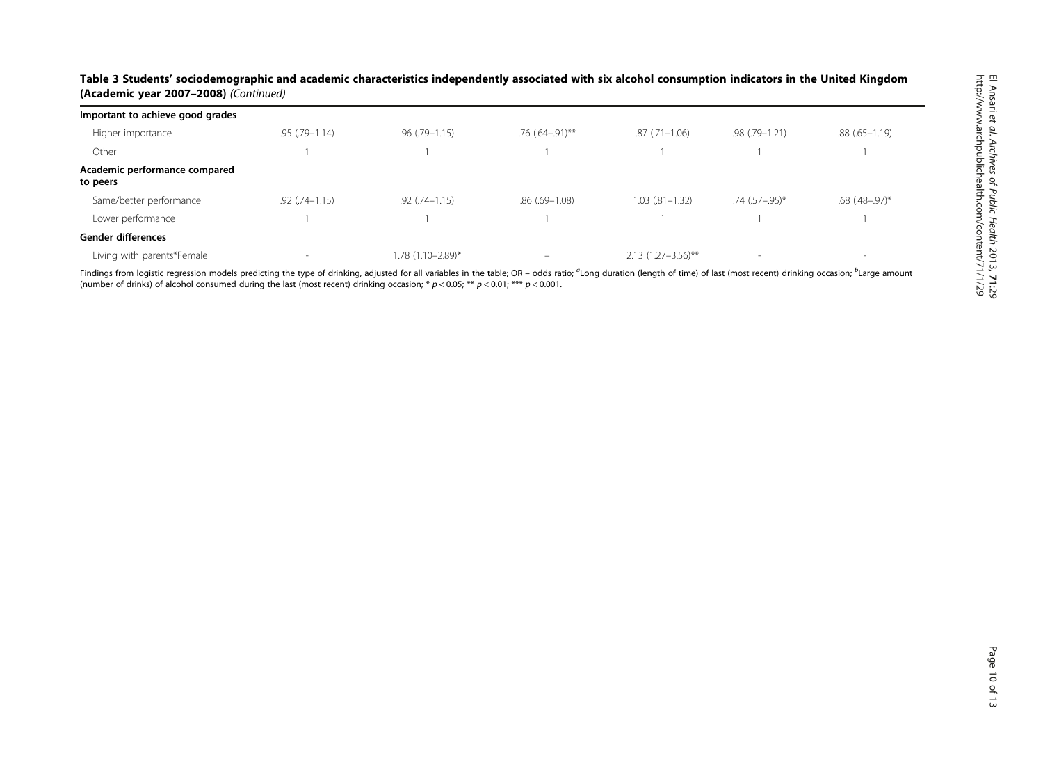**Table 3 Students' sociodemographic and academic characteristics independently associated with six alcohol consumption indicators in the United Kingdom (Academic year 2007–2008)** *(Continued)*

| | | | | | | |
|---|---|---|---|---|---|---|
| **Important to achieve good grades** | | | | | | |
| Higher importance | .95 (.79–1.14) | .96 (.79–1.15) | .76 (.64–.91)** | .87 (.71–1.06) | .98 (.79–1.21) | .88 (.65–1.19) |
| Other | 1 | 1 | 1 | 1 | 1 | 1 |
| **Academic performance compared to peers** | | | | | | |
| Same/better performance | .92 (.74–1.15) | .92 (.74–1.15) | .86 (.69–1.08) | 1.03 (.81–1.32) | .74 (.57–.95)* | .68 (.48–.97)* |
| Lower performance | 1 | 1 | 1 | 1 | 1 | 1 |
| **Gender differences** | | | | | | |
| Living with parents*Female | - | 1.78 (1.10–2.89)* | – | 2.13 (1.27–3.56)** | - | - |

Findings from logistic regression models predicting the type of drinking, adjusted for all variables in the table; OR – odds ratio; [a]Long duration (length of time) of last (most recent) drinking occasion; [b]Large amount (number of drinks) of alcohol consumed during the last (most recent) drinking occasion; * $p < 0.05$; ** $p < 0.01$; *** $p < 0.001$.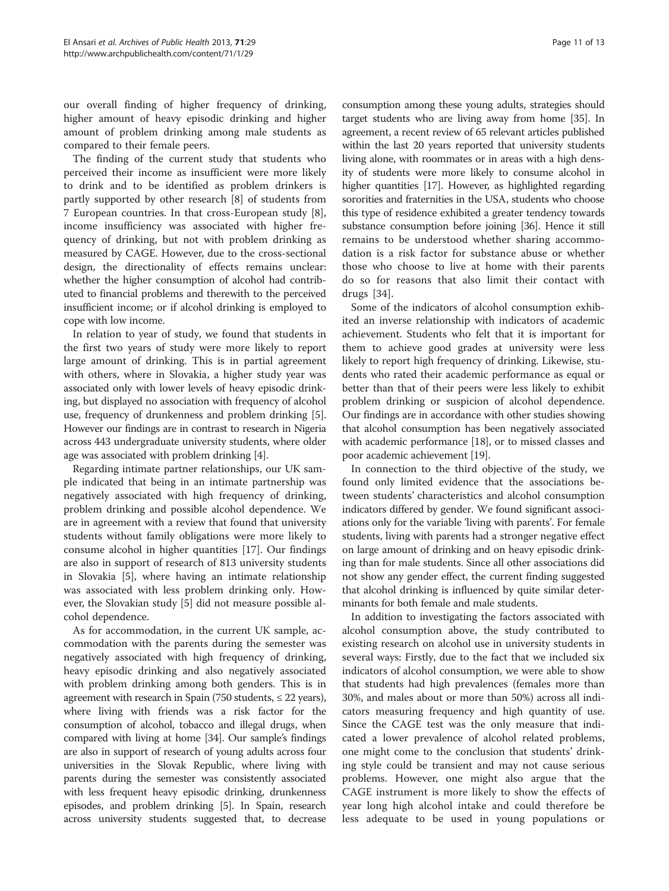our overall finding of higher frequency of drinking, higher amount of heavy episodic drinking and higher amount of problem drinking among male students as compared to their female peers.

The finding of the current study that students who perceived their income as insufficient were more likely to drink and to be identified as problem drinkers is partly supported by other research [8] of students from 7 European countries. In that cross-European study [8], income insufficiency was associated with higher frequency of drinking, but not with problem drinking as measured by CAGE. However, due to the cross-sectional design, the directionality of effects remains unclear: whether the higher consumption of alcohol had contributed to financial problems and therewith to the perceived insufficient income; or if alcohol drinking is employed to cope with low income.

In relation to year of study, we found that students in the first two years of study were more likely to report large amount of drinking. This is in partial agreement with others, where in Slovakia, a higher study year was associated only with lower levels of heavy episodic drinking, but displayed no association with frequency of alcohol use, frequency of drunkenness and problem drinking [5]. However our findings are in contrast to research in Nigeria across 443 undergraduate university students, where older age was associated with problem drinking [4].

Regarding intimate partner relationships, our UK sample indicated that being in an intimate partnership was negatively associated with high frequency of drinking, problem drinking and possible alcohol dependence. We are in agreement with a review that found that university students without family obligations were more likely to consume alcohol in higher quantities [17]. Our findings are also in support of research of 813 university students in Slovakia [5], where having an intimate relationship was associated with less problem drinking only. However, the Slovakian study [5] did not measure possible alcohol dependence.

As for accommodation, in the current UK sample, accommodation with the parents during the semester was negatively associated with high frequency of drinking, heavy episodic drinking and also negatively associated with problem drinking among both genders. This is in agreement with research in Spain (750 students, ≤ 22 years), where living with friends was a risk factor for the consumption of alcohol, tobacco and illegal drugs, when compared with living at home [34]. Our sample's findings are also in support of research of young adults across four universities in the Slovak Republic, where living with parents during the semester was consistently associated with less frequent heavy episodic drinking, drunkenness episodes, and problem drinking [5]. In Spain, research across university students suggested that, to decrease consumption among these young adults, strategies should target students who are living away from home [35]. In agreement, a recent review of 65 relevant articles published within the last 20 years reported that university students living alone, with roommates or in areas with a high density of students were more likely to consume alcohol in higher quantities [17]. However, as highlighted regarding sororities and fraternities in the USA, students who choose this type of residence exhibited a greater tendency towards substance consumption before joining [36]. Hence it still remains to be understood whether sharing accommodation is a risk factor for substance abuse or whether those who choose to live at home with their parents do so for reasons that also limit their contact with drugs [34].

Some of the indicators of alcohol consumption exhibited an inverse relationship with indicators of academic achievement. Students who felt that it is important for them to achieve good grades at university were less likely to report high frequency of drinking. Likewise, students who rated their academic performance as equal or better than that of their peers were less likely to exhibit problem drinking or suspicion of alcohol dependence. Our findings are in accordance with other studies showing that alcohol consumption has been negatively associated with academic performance [18], or to missed classes and poor academic achievement [19].

In connection to the third objective of the study, we found only limited evidence that the associations between students' characteristics and alcohol consumption indicators differed by gender. We found significant associations only for the variable 'living with parents'. For female students, living with parents had a stronger negative effect on large amount of drinking and on heavy episodic drinking than for male students. Since all other associations did not show any gender effect, the current finding suggested that alcohol drinking is influenced by quite similar determinants for both female and male students.

In addition to investigating the factors associated with alcohol consumption above, the study contributed to existing research on alcohol use in university students in several ways: Firstly, due to the fact that we included six indicators of alcohol consumption, we were able to show that students had high prevalences (females more than 30%, and males about or more than 50%) across all indicators measuring frequency and high quantity of use. Since the CAGE test was the only measure that indicated a lower prevalence of alcohol related problems, one might come to the conclusion that students' drinking style could be transient and may not cause serious problems. However, one might also argue that the CAGE instrument is more likely to show the effects of year long high alcohol intake and could therefore be less adequate to be used in young populations or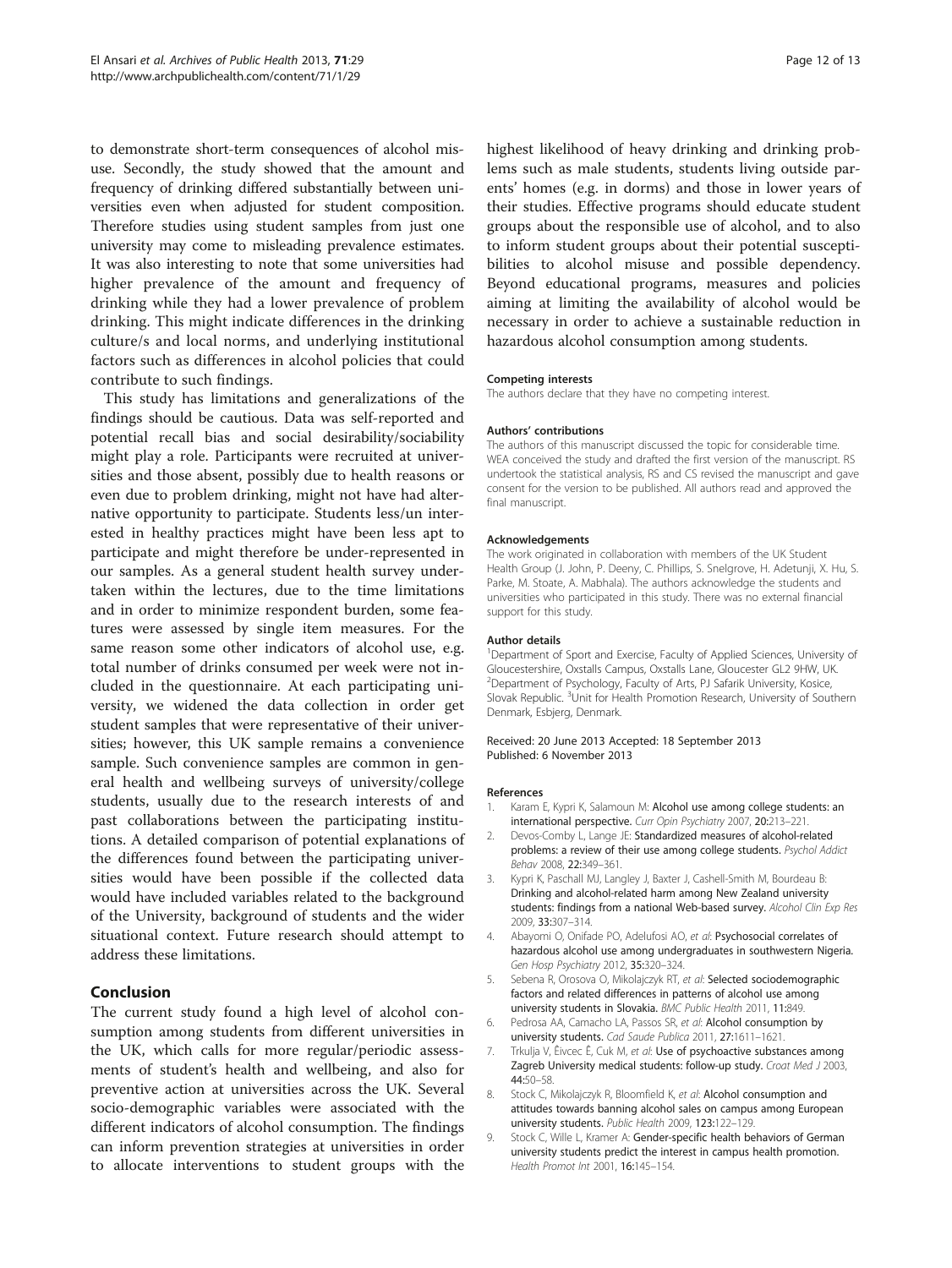to demonstrate short-term consequences of alcohol misuse. Secondly, the study showed that the amount and frequency of drinking differed substantially between universities even when adjusted for student composition. Therefore studies using student samples from just one university may come to misleading prevalence estimates. It was also interesting to note that some universities had higher prevalence of the amount and frequency of drinking while they had a lower prevalence of problem drinking. This might indicate differences in the drinking culture/s and local norms, and underlying institutional factors such as differences in alcohol policies that could contribute to such findings.

This study has limitations and generalizations of the findings should be cautious. Data was self-reported and potential recall bias and social desirability/sociability might play a role. Participants were recruited at universities and those absent, possibly due to health reasons or even due to problem drinking, might not have had alternative opportunity to participate. Students less/un interested in healthy practices might have been less apt to participate and might therefore be under-represented in our samples. As a general student health survey undertaken within the lectures, due to the time limitations and in order to minimize respondent burden, some features were assessed by single item measures. For the same reason some other indicators of alcohol use, e.g. total number of drinks consumed per week were not included in the questionnaire. At each participating university, we widened the data collection in order get student samples that were representative of their universities; however, this UK sample remains a convenience sample. Such convenience samples are common in general health and wellbeing surveys of university/college students, usually due to the research interests of and past collaborations between the participating institutions. A detailed comparison of potential explanations of the differences found between the participating universities would have been possible if the collected data would have included variables related to the background of the University, background of students and the wider situational context. Future research should attempt to address these limitations.

## Conclusion

The current study found a high level of alcohol consumption among students from different universities in the UK, which calls for more regular/periodic assessments of student's health and wellbeing, and also for preventive action at universities across the UK. Several socio-demographic variables were associated with the different indicators of alcohol consumption. The findings can inform prevention strategies at universities in order to allocate interventions to student groups with the highest likelihood of heavy drinking and drinking problems such as male students, students living outside parents' homes (e.g. in dorms) and those in lower years of their studies. Effective programs should educate student groups about the responsible use of alcohol, and to also to inform student groups about their potential susceptibilities to alcohol misuse and possible dependency. Beyond educational programs, measures and policies aiming at limiting the availability of alcohol would be necessary in order to achieve a sustainable reduction in hazardous alcohol consumption among students.

#### Competing interests

The authors declare that they have no competing interest.

#### Authors' contributions

The authors of this manuscript discussed the topic for considerable time. WEA conceived the study and drafted the first version of the manuscript. RS undertook the statistical analysis, RS and CS revised the manuscript and gave consent for the version to be published. All authors read and approved the final manuscript.

#### Acknowledgements

The work originated in collaboration with members of the UK Student Health Group (J. John, P. Deeny, C. Phillips, S. Snelgrove, H. Adetunji, X. Hu, S. Parke, M. Stoate, A. Mabhala). The authors acknowledge the students and universities who participated in this study. There was no external financial support for this study.

#### Author details

[1]Department of Sport and Exercise, Faculty of Applied Sciences, University of Gloucestershire, Oxstalls Campus, Oxstalls Lane, Gloucester GL2 9HW, UK. [2]Department of Psychology, Faculty of Arts, PJ Safarik University, Kosice, Slovak Republic. [3]Unit for Health Promotion Research, University of Southern Denmark, Esbjerg, Denmark.

Received: 20 June 2013 Accepted: 18 September 2013
Published: 6 November 2013

#### References

1. Karam E, Kypri K, Salamoun M: **Alcohol use among college students: an international perspective.** *Curr Opin Psychiatry* 2007, **20:**213–221.
2. Devos-Comby L, Lange JE: **Standardized measures of alcohol-related problems: a review of their use among college students.** *Psychol Addict Behav* 2008, **22:**349–361.
3. Kypri K, Paschall MJ, Langley J, Baxter J, Cashell-Smith M, Bourdeau B: **Drinking and alcohol-related harm among New Zealand university students: findings from a national Web-based survey.** *Alcohol Clin Exp Res* 2009, **33:**307–314.
4. Abayomi O, Onifade PO, Adelufosi AO, *et al*: **Psychosocial correlates of hazardous alcohol use among undergraduates in southwestern Nigeria.** *Gen Hosp Psychiatry* 2012, **35:**320–324.
5. Sebena R, Orosova O, Mikolajczyk RT, *et al*: **Selected sociodemographic factors and related differences in patterns of alcohol use among university students in Slovakia.** *BMC Public Health* 2011, **11:**849.
6. Pedrosa AA, Camacho LA, Passos SR, *et al*: **Alcohol consumption by university students.** *Cad Saude Publica* 2011, **27:**1611–1621.
7. Trkulja V, Živcec Ž, Cuk M, *et al*: **Use of psychoactive substances among Zagreb University medical students: follow-up study.** *Croat Med J* 2003, **44:**50–58.
8. Stock C, Mikolajczyk R, Bloomfield K, *et al*: **Alcohol consumption and attitudes towards banning alcohol sales on campus among European university students.** *Public Health* 2009, **123:**122–129.
9. Stock C, Wille L, Kramer A: **Gender-specific health behaviors of German university students predict the interest in campus health promotion.** *Health Promot Int* 2001, **16:**145–154.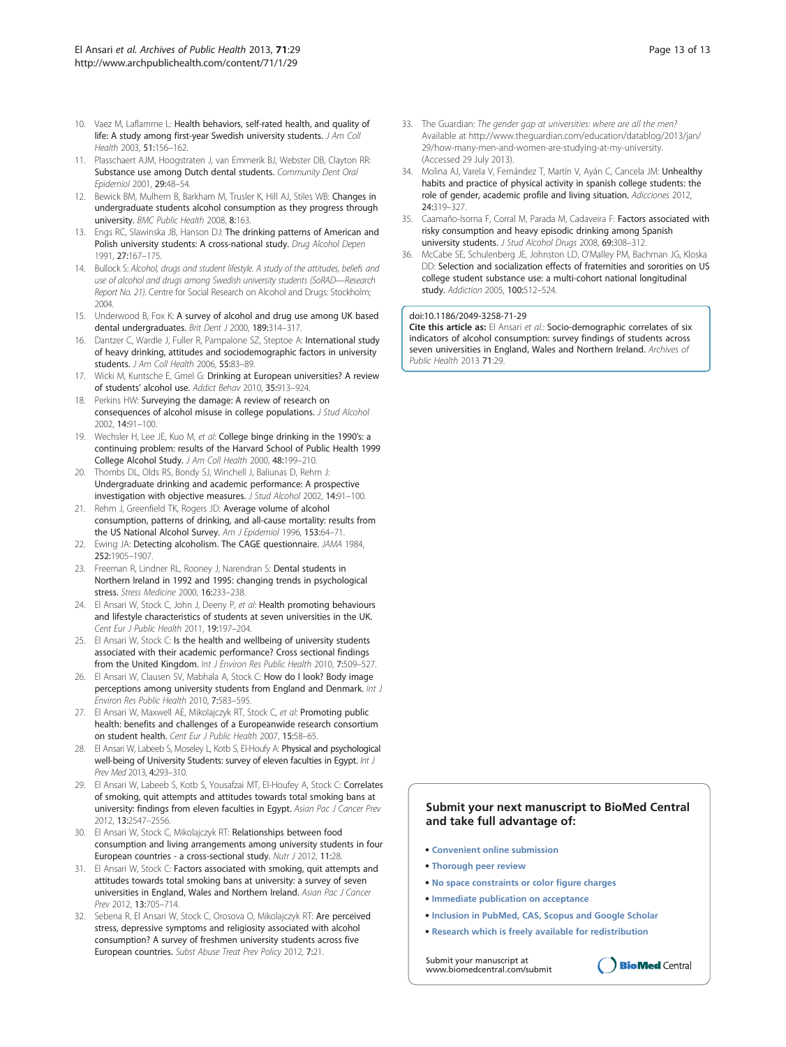10. Vaez M, Laflamme L: **Health behaviors, self-rated health, and quality of life: A study among first-year Swedish university students.** *J Am Coll Health* 2003, **51:**156–162.
11. Plasschaert AJM, Hoogstraten J, van Emmerik BJ, Webster DB, Clayton RR: **Substance use among Dutch dental students.** *Community Dent Oral Epidemiol* 2001, **29:**48–54.
12. Bewick BM, Mulhern B, Barkham M, Trusler K, Hill AJ, Stiles WB: **Changes in undergraduate students alcohol consumption as they progress through university.** *BMC Public Health* 2008, **8:**163.
13. Engs RC, Slawinska JB, Hanson DJ: **The drinking patterns of American and Polish university students: A cross-national study.** *Drug Alcohol Depen* 1991, **27:**167–175.
14. Bullock S: *Alcohol, drugs and student lifestyle. A study of the attitudes, beliefs and use of alcohol and drugs among Swedish university students (SoRAD—Research Report No. 21).* Centre for Social Research on Alcohol and Drugs: Stockholm; 2004.
15. Underwood B, Fox K: **A survey of alcohol and drug use among UK based dental undergraduates.** *Brit Dent J* 2000, **189:**314–317.
16. Dantzer C, Wardle J, Fuller R, Pampalone SZ, Steptoe A: **International study of heavy drinking, attitudes and sociodemographic factors in university students.** *J Am Coll Health* 2006, **55:**83–89.
17. Wicki M, Kuntsche E, Gmel G: **Drinking at European universities? A review of students' alcohol use.** *Addict Behav* 2010, **35:**913–924.
18. Perkins HW: **Surveying the damage: A review of research on consequences of alcohol misuse in college populations.** *J Stud Alcohol* 2002, **14:**91–100.
19. Wechsler H, Lee JE, Kuo M, *et al*: **College binge drinking in the 1990's: a continuing problem: results of the Harvard School of Public Health 1999 College Alcohol Study.** *J Am Coll Health* 2000, **48:**199–210.
20. Thombs DL, Olds RS, Bondy SJ, Winchell J, Baliunas D, Rehm J: **Undergraduate drinking and academic performance: A prospective investigation with objective measures.** *J Stud Alcohol* 2002, **14:**91–100.
21. Rehm J, Greenfield TK, Rogers JD: **Average volume of alcohol consumption, patterns of drinking, and all-cause mortality: results from the US National Alcohol Survey.** *Am J Epidemiol* 1996, **153:**64–71.
22. Ewing JA: **Detecting alcoholism. The CAGE questionnaire.** *JAMA* 1984, **252:**1905–1907.
23. Freeman R, Lindner RL, Rooney J, Narendran S: **Dental students in Northern Ireland in 1992 and 1995: changing trends in psychological stress.** *Stress Medicine* 2000, **16:**233–238.
24. El Ansari W, Stock C, John J, Deeny P, *et al*: **Health promoting behaviours and lifestyle characteristics of students at seven universities in the UK.** *Cent Eur J Public Health* 2011, **19:**197–204.
25. El Ansari W, Stock C: **Is the health and wellbeing of university students associated with their academic performance? Cross sectional findings from the United Kingdom.** *Int J Environ Res Public Health* 2010, **7:**509–527.
26. El Ansari W, Clausen SV, Mabhala A, Stock C: **How do I look? Body image perceptions among university students from England and Denmark.** *Int J Environ Res Public Health* 2010, **7:**583–595.
27. El Ansari W, Maxwell AE, Mikolajczyk RT, Stock C, *et al*: **Promoting public health: benefits and challenges of a Europeanwide research consortium on student health.** *Cent Eur J Public Health* 2007, **15:**58–65.
28. El Ansari W, Labeeb S, Moseley L, Kotb S, El-Houfy A: **Physical and psychological well-being of University Students: survey of eleven faculties in Egypt.** *Int J Prev Med* 2013, **4:**293–310.
29. El Ansari W, Labeeb S, Kotb S, Yousafzai MT, El-Houfey A, Stock C: **Correlates of smoking, quit attempts and attitudes towards total smoking bans at university: findings from eleven faculties in Egypt.** *Asian Pac J Cancer Prev* 2012, **13:**2547–2556.
30. El Ansari W, Stock C, Mikolajczyk RT: **Relationships between food consumption and living arrangements among university students in four European countries - a cross-sectional study.** *Nutr J* 2012, **11:**28.
31. El Ansari W, Stock C: **Factors associated with smoking, quit attempts and attitudes towards total smoking bans at university: a survey of seven universities in England, Wales and Northern Ireland.** *Asian Pac J Cancer Prev* 2012, **13:**705–714.
32. Sebena R, El Ansari W, Stock C, Orosova O, Mikolajczyk RT: **Are perceived stress, depressive symptoms and religiosity associated with alcohol consumption? A survey of freshmen university students across five European countries.** *Subst Abuse Treat Prev Policy* 2012, **7:**21.
33. The Guardian: *The gender gap at universities: where are all the men?* Available at http://www.theguardian.com/education/datablog/2013/jan/29/how-many-men-and-women-are-studying-at-my-university. (Accessed 29 July 2013).
34. Molina AJ, Varela V, Fernández T, Martín V, Ayán C, Cancela JM: **Unhealthy habits and practice of physical activity in spanish college students: the role of gender, academic profile and living situation.** *Adicciones* 2012, **24:**319–327.
35. Caamaño-Isorna F, Corral M, Parada M, Cadaveira F: **Factors associated with risky consumption and heavy episodic drinking among Spanish university students.** *J Stud Alcohol Drugs* 2008, **69:**308–312.
36. McCabe SE, Schulenberg JE, Johnston LD, O'Malley PM, Bachman JG, Kloska DD: **Selection and socialization effects of fraternities and sororities on US college student substance use: a multi-cohort national longitudinal study.** *Addiction* 2005, **100:**512–524.

doi:10.1186/2049-3258-71-29

**Cite this article as:** El Ansari *et al.*: Socio-demographic correlates of six indicators of alcohol consumption: survey findings of students across seven universities in England, Wales and Northern Ireland. *Archives of Public Health* 2013 **71**:29.

**Submit your next manuscript to BioMed Central and take full advantage of:**

- **Convenient online submission**
- **Thorough peer review**
- **No space constraints or color figure charges**
- **Immediate publication on acceptance**
- **Inclusion in PubMed, CAS, Scopus and Google Scholar**
- **Research which is freely available for redistribution**

Submit your manuscript at
www.biomedcentral.com/submit

BioMed Central